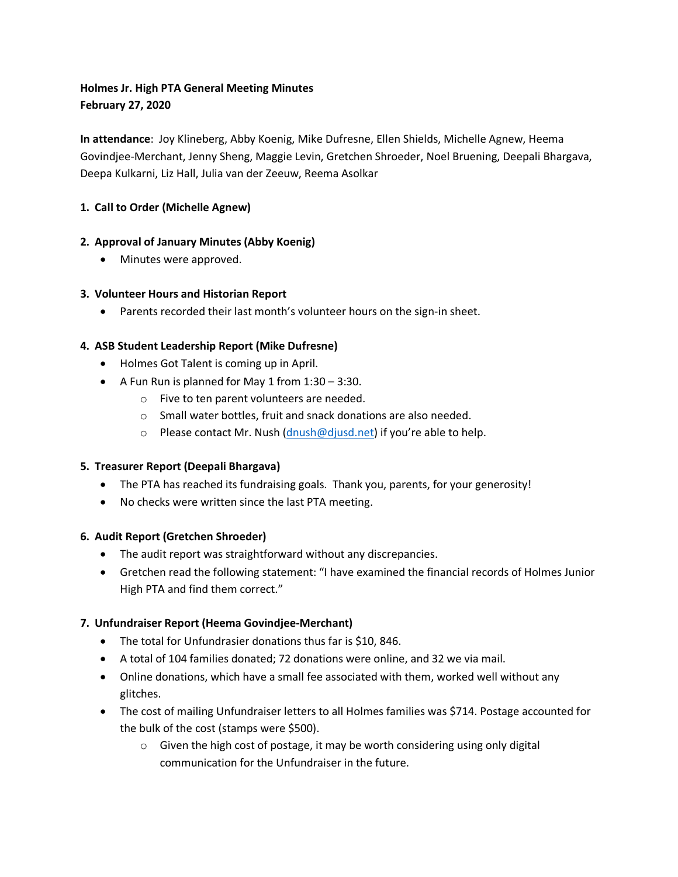**Holmes Jr. High PTA General Meeting Minutes**
**February 27, 2020**

**In attendance**: Joy Klineberg, Abby Koenig, Mike Dufresne, Ellen Shields, Michelle Agnew, Heema Govindjee-Merchant, Jenny Sheng, Maggie Levin, Gretchen Shroeder, Noel Bruening, Deepali Bhargava, Deepa Kulkarni, Liz Hall, Julia van der Zeeuw, Reema Asolkar

1. **Call to Order (Michelle Agnew)**

2. **Approval of January Minutes (Abby Koenig)**
   - Minutes were approved.

3. **Volunteer Hours and Historian Report**
   - Parents recorded their last month's volunteer hours on the sign-in sheet.

4. **ASB Student Leadership Report (Mike Dufresne)**
   - Holmes Got Talent is coming up in April.
   - A Fun Run is planned for May 1 from 1:30 – 3:30.
     - Five to ten parent volunteers are needed.
     - Small water bottles, fruit and snack donations are also needed.
     - Please contact Mr. Nush (dnush@djusd.net) if you're able to help.

5. **Treasurer Report (Deepali Bhargava)**
   - The PTA has reached its fundraising goals. Thank you, parents, for your generosity!
   - No checks were written since the last PTA meeting.

6. **Audit Report (Gretchen Shroeder)**
   - The audit report was straightforward without any discrepancies.
   - Gretchen read the following statement: "I have examined the financial records of Holmes Junior High PTA and find them correct."

7. **Unfundraiser Report (Heema Govindjee-Merchant)**
   - The total for Unfundrasier donations thus far is $10, 846.
   - A total of 104 families donated; 72 donations were online, and 32 we via mail.
   - Online donations, which have a small fee associated with them, worked well without any glitches.
   - The cost of mailing Unfundraiser letters to all Holmes families was $714. Postage accounted for the bulk of the cost (stamps were $500).
     - Given the high cost of postage, it may be worth considering using only digital communication for the Unfundraiser in the future.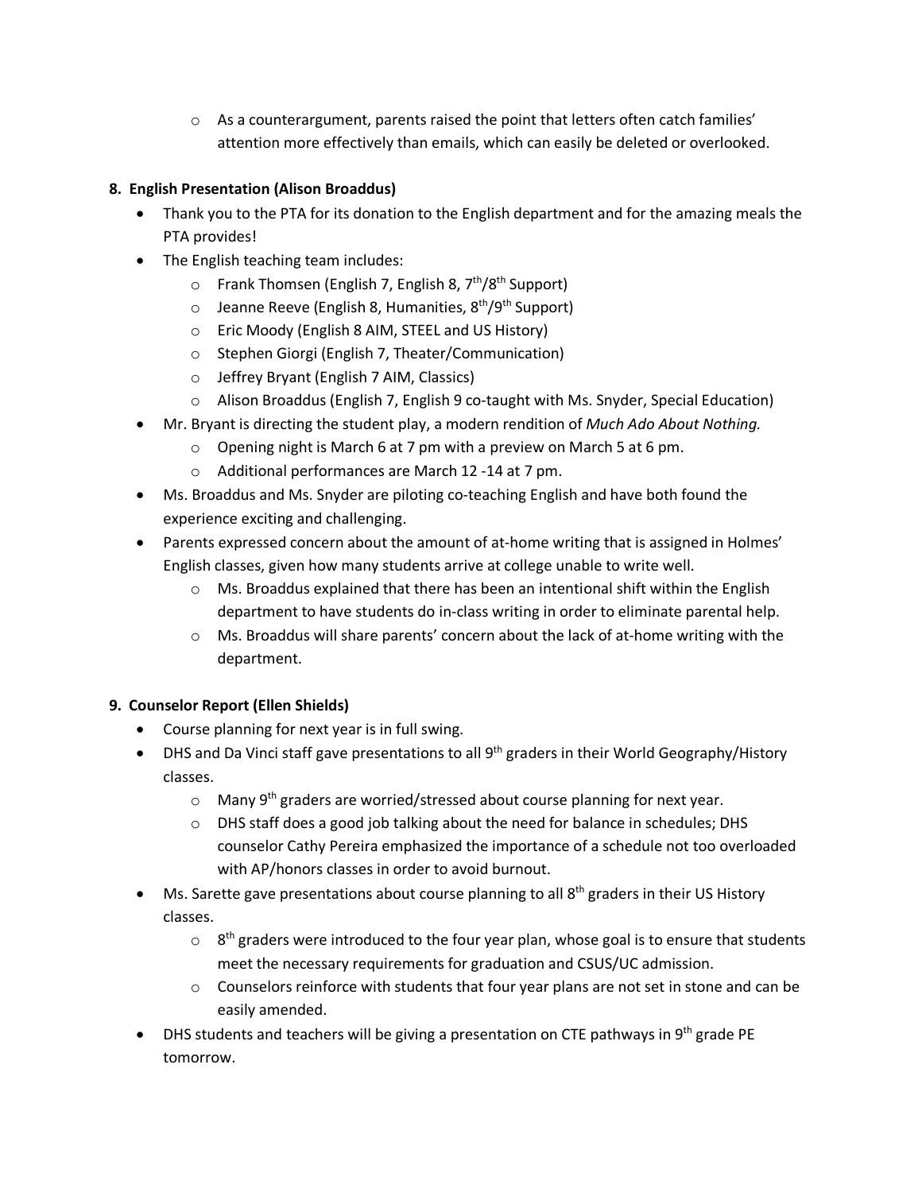- As a counterargument, parents raised the point that letters often catch families' attention more effectively than emails, which can easily be deleted or overlooked.

**8. English Presentation (Alison Broaddus)**

- Thank you to the PTA for its donation to the English department and for the amazing meals the PTA provides!
- The English teaching team includes:
  - Frank Thomsen (English 7, English 8, 7th/8th Support)
  - Jeanne Reeve (English 8, Humanities, 8th/9th Support)
  - Eric Moody (English 8 AIM, STEEL and US History)
  - Stephen Giorgi (English 7, Theater/Communication)
  - Jeffrey Bryant (English 7 AIM, Classics)
  - Alison Broaddus (English 7, English 9 co-taught with Ms. Snyder, Special Education)
- Mr. Bryant is directing the student play, a modern rendition of *Much Ado About Nothing.*
  - Opening night is March 6 at 7 pm with a preview on March 5 at 6 pm.
  - Additional performances are March 12 -14 at 7 pm.
- Ms. Broaddus and Ms. Snyder are piloting co-teaching English and have both found the experience exciting and challenging.
- Parents expressed concern about the amount of at-home writing that is assigned in Holmes' English classes, given how many students arrive at college unable to write well.
  - Ms. Broaddus explained that there has been an intentional shift within the English department to have students do in-class writing in order to eliminate parental help.
  - Ms. Broaddus will share parents' concern about the lack of at-home writing with the department.

**9. Counselor Report (Ellen Shields)**

- Course planning for next year is in full swing.
- DHS and Da Vinci staff gave presentations to all 9th graders in their World Geography/History classes.
  - Many 9th graders are worried/stressed about course planning for next year.
  - DHS staff does a good job talking about the need for balance in schedules; DHS counselor Cathy Pereira emphasized the importance of a schedule not too overloaded with AP/honors classes in order to avoid burnout.
- Ms. Sarette gave presentations about course planning to all 8th graders in their US History classes.
  - 8th graders were introduced to the four year plan, whose goal is to ensure that students meet the necessary requirements for graduation and CSUS/UC admission.
  - Counselors reinforce with students that four year plans are not set in stone and can be easily amended.
- DHS students and teachers will be giving a presentation on CTE pathways in 9th grade PE tomorrow.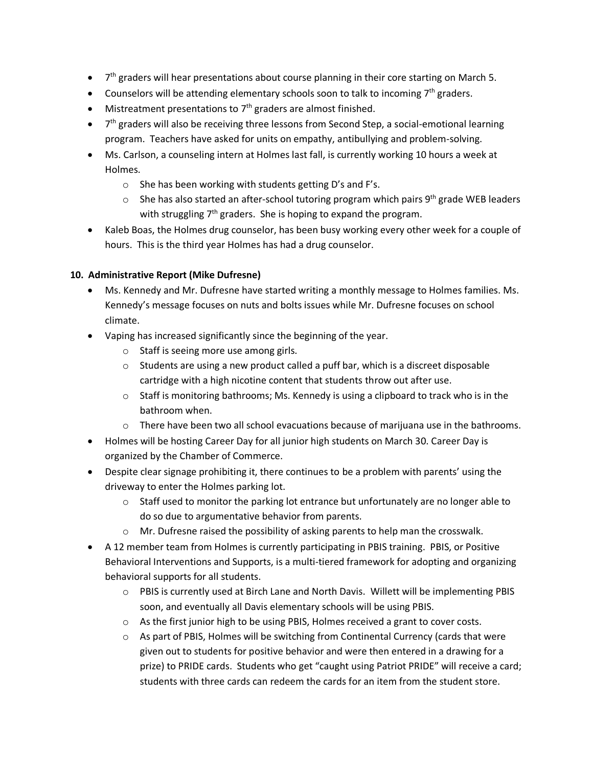- 7th graders will hear presentations about course planning in their core starting on March 5.
- Counselors will be attending elementary schools soon to talk to incoming 7th graders.
- Mistreatment presentations to 7th graders are almost finished.
- 7th graders will also be receiving three lessons from Second Step, a social-emotional learning program. Teachers have asked for units on empathy, antibullying and problem-solving.
- Ms. Carlson, a counseling intern at Holmes last fall, is currently working 10 hours a week at Holmes.
    - She has been working with students getting D's and F's.
    - She has also started an after-school tutoring program which pairs 9th grade WEB leaders with struggling 7th graders. She is hoping to expand the program.
- Kaleb Boas, the Holmes drug counselor, has been busy working every other week for a couple of hours. This is the third year Holmes has had a drug counselor.

**10. Administrative Report (Mike Dufresne)**

- Ms. Kennedy and Mr. Dufresne have started writing a monthly message to Holmes families. Ms. Kennedy's message focuses on nuts and bolts issues while Mr. Dufresne focuses on school climate.
- Vaping has increased significantly since the beginning of the year.
    - Staff is seeing more use among girls.
    - Students are using a new product called a puff bar, which is a discreet disposable cartridge with a high nicotine content that students throw out after use.
    - Staff is monitoring bathrooms; Ms. Kennedy is using a clipboard to track who is in the bathroom when.
    - There have been two all school evacuations because of marijuana use in the bathrooms.
- Holmes will be hosting Career Day for all junior high students on March 30. Career Day is organized by the Chamber of Commerce.
- Despite clear signage prohibiting it, there continues to be a problem with parents' using the driveway to enter the Holmes parking lot.
    - Staff used to monitor the parking lot entrance but unfortunately are no longer able to do so due to argumentative behavior from parents.
    - Mr. Dufresne raised the possibility of asking parents to help man the crosswalk.
- A 12 member team from Holmes is currently participating in PBIS training. PBIS, or Positive Behavioral Interventions and Supports, is a multi-tiered framework for adopting and organizing behavioral supports for all students.
    - PBIS is currently used at Birch Lane and North Davis. Willett will be implementing PBIS soon, and eventually all Davis elementary schools will be using PBIS.
    - As the first junior high to be using PBIS, Holmes received a grant to cover costs.
    - As part of PBIS, Holmes will be switching from Continental Currency (cards that were given out to students for positive behavior and were then entered in a drawing for a prize) to PRIDE cards. Students who get "caught using Patriot PRIDE" will receive a card; students with three cards can redeem the cards for an item from the student store.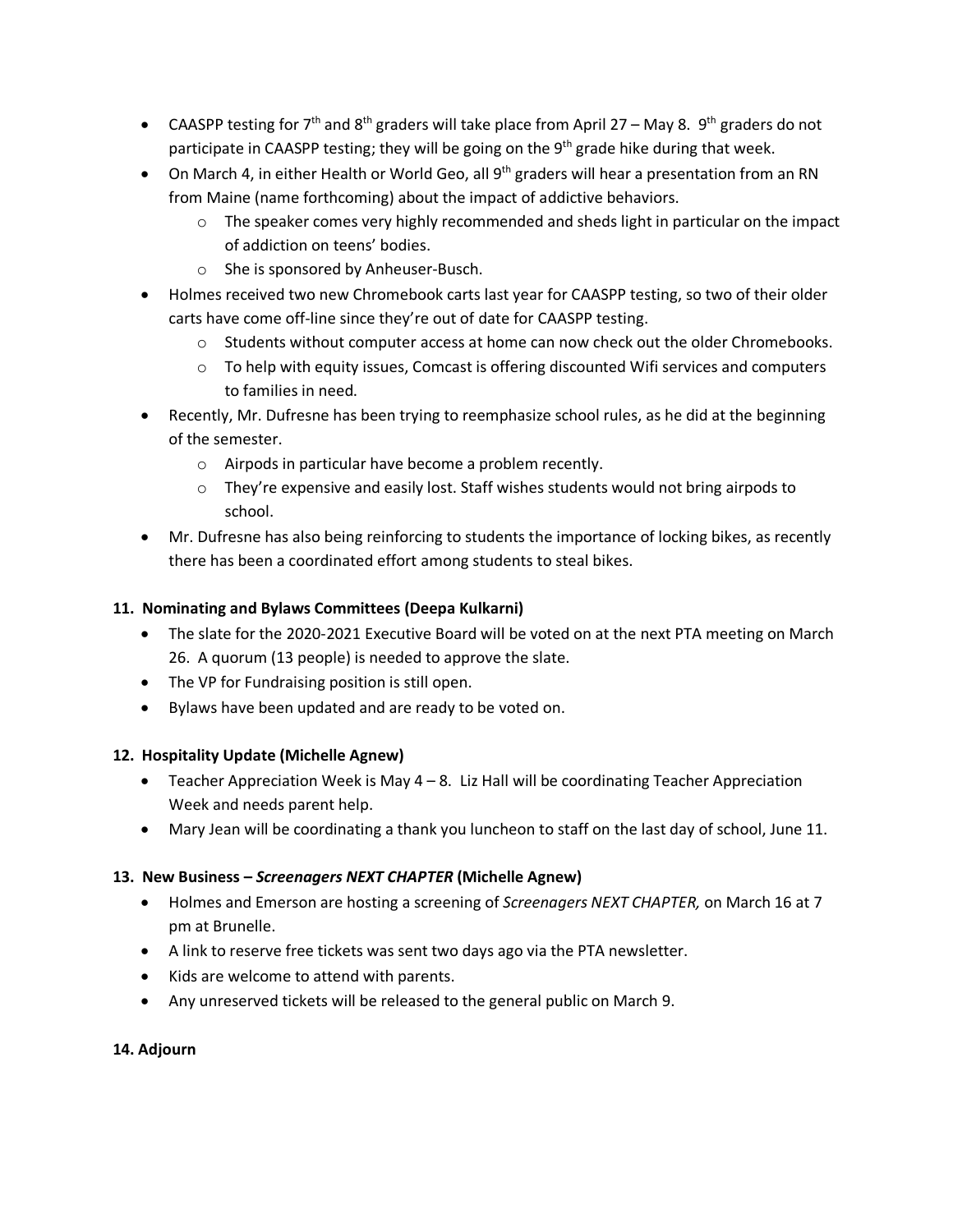- CAASPP testing for 7th and 8th graders will take place from April 27 – May 8. 9th graders do not participate in CAASPP testing; they will be going on the 9th grade hike during that week.
- On March 4, in either Health or World Geo, all 9th graders will hear a presentation from an RN from Maine (name forthcoming) about the impact of addictive behaviors.
  - The speaker comes very highly recommended and sheds light in particular on the impact of addiction on teens' bodies.
  - She is sponsored by Anheuser-Busch.
- Holmes received two new Chromebook carts last year for CAASPP testing, so two of their older carts have come off-line since they're out of date for CAASPP testing.
  - Students without computer access at home can now check out the older Chromebooks.
  - To help with equity issues, Comcast is offering discounted Wifi services and computers to families in need.
- Recently, Mr. Dufresne has been trying to reemphasize school rules, as he did at the beginning of the semester.
  - Airpods in particular have become a problem recently.
  - They're expensive and easily lost. Staff wishes students would not bring airpods to school.
- Mr. Dufresne has also being reinforcing to students the importance of locking bikes, as recently there has been a coordinated effort among students to steal bikes.

**11. Nominating and Bylaws Committees (Deepa Kulkarni)**

- The slate for the 2020-2021 Executive Board will be voted on at the next PTA meeting on March 26. A quorum (13 people) is needed to approve the slate.
- The VP for Fundraising position is still open.
- Bylaws have been updated and are ready to be voted on.

**12. Hospitality Update (Michelle Agnew)**

- Teacher Appreciation Week is May 4 – 8. Liz Hall will be coordinating Teacher Appreciation Week and needs parent help.
- Mary Jean will be coordinating a thank you luncheon to staff on the last day of school, June 11.

**13. New Business – *Screenagers NEXT CHAPTER* (Michelle Agnew)**

- Holmes and Emerson are hosting a screening of *Screenagers NEXT CHAPTER,* on March 16 at 7 pm at Brunelle.
- A link to reserve free tickets was sent two days ago via the PTA newsletter.
- Kids are welcome to attend with parents.
- Any unreserved tickets will be released to the general public on March 9.

**14. Adjourn**